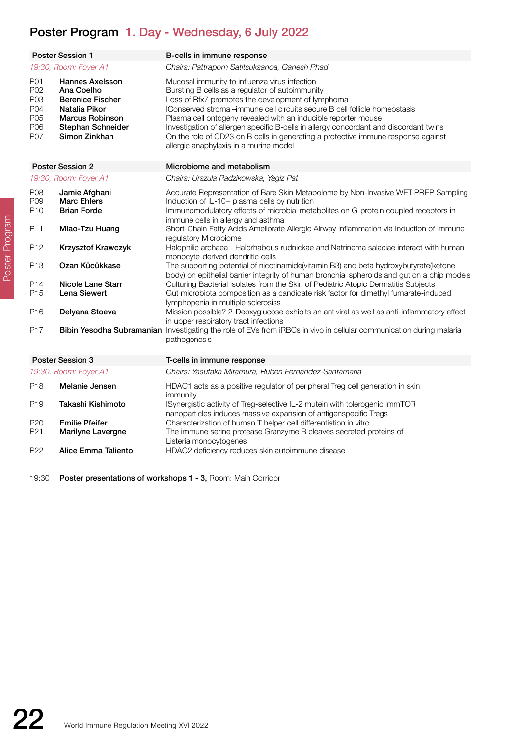# Poster Program 1. Day - Wednesday, 6 July 2022

| Poster Session 1 | | B-cells in immune response |
|---|---|---|
| *19:30, Room: Foyer A1* | | *Chairs: Pattraporn Satitsuksanoa, Ganesh Phad* |
| P01 | **Hannes Axelsson** | Mucosal immunity to influenza virus infection |
| P02 | **Ana Coelho** | Bursting B cells as a regulator of autoimmunity |
| P03 | **Berenice Fischer** | Loss of Rfx7 promotes the development of lymphoma |
| P04 | **Natalia Pikor** | lConserved stromal–immune cell circuits secure B cell follicle homeostasis |
| P05 | **Marcus Robinson** | Plasma cell ontogeny revealed with an inducible reporter mouse |
| P06 | **Stephan Schneider** | Investigation of allergen specific B-cells in allergy concordant and discordant twins |
| P07 | **Simon Zinkhan** | On the role of CD23 on B cells in generating a protective immune response against allergic anaphylaxis in a murine model |

| Poster Session 2 | | Microbiome and metabolism |
|---|---|---|
| *19:30, Room: Foyer A1* | | *Chairs: Urszula Radzikowska, Yagiz Pat* |
| P08 | **Jamie Afghani** | Accurate Representation of Bare Skin Metabolome by Non-Invasive WET-PREP Sampling |
| P09 | **Marc Ehlers** | Induction of IL-10+ plasma cells by nutrition |
| P10 | **Brian Forde** | Immunomodulatory effects of microbial metabolites on G-protein coupled receptors in immune cells in allergy and asthma |
| P11 | **Miao-Tzu Huang** | Short-Chain Fatty Acids Ameliorate Allergic Airway Inflammation via Induction of Immune-regulatory Microbiome |
| P12 | **Krzysztof Krawczyk** | Halophilic archaea - Halorhabdus rudnickae and Natrinema salaciae interact with human monocyte-derived dendritic cells |
| P13 | **Ozan Kücükkase** | The supporting potential of nicotinamide(vitamin B3) and beta hydroxybutyrate(ketone body) on epithelial barrier integrity of human bronchial spheroids and gut on a chip models |
| P14 | **Nicole Lane Starr** | Culturing Bacterial Isolates from the Skin of Pediatric Atopic Dermatitis Subjects |
| P15 | **Lena Siewert** | Gut microbiota composition as a candidate risk factor for dimethyl fumarate-induced lymphopenia in multiple sclerosiss |
| P16 | **Delyana Stoeva** | Mission possible? 2-Deoxyglucose exhibits an antiviral as well as anti-inflammatory effect in upper respiratory tract infections |
| P17 | **Bibin Yesodha Subramanian** | Investigating the role of EVs from iRBCs in vivo in cellular communication during malaria pathogenesis |

| Poster Session 3 | | T-cells in immune response |
|---|---|---|
| *19:30, Room: Foyer A1* | | *Chairs: Yasutaka Mitamura, Ruben Fernandez-Santamaria* |
| P18 | **Melanie Jensen** | HDAC1 acts as a positive regulator of peripheral Treg cell generation in skin immunity |
| P19 | **Takashi Kishimoto** | lSynergistic activity of Treg-selective IL-2 mutein with tolerogenic ImmTOR nanoparticles induces massive expansion of antigenspecific Tregs |
| P20 | **Emilie Pfeifer** | Characterization of human T helper cell differentiation in vitro |
| P21 | **Marilyne Lavergne** | The immune serine protease Granzyme B cleaves secreted proteins of Listeria monocytogenes |
| P22 | **Alice Emma Taliento** | HDAC2 deficiency reduces skin autoimmune disease |

19:30 **Poster presentations of workshops 1 - 3,** Room: Main Corridor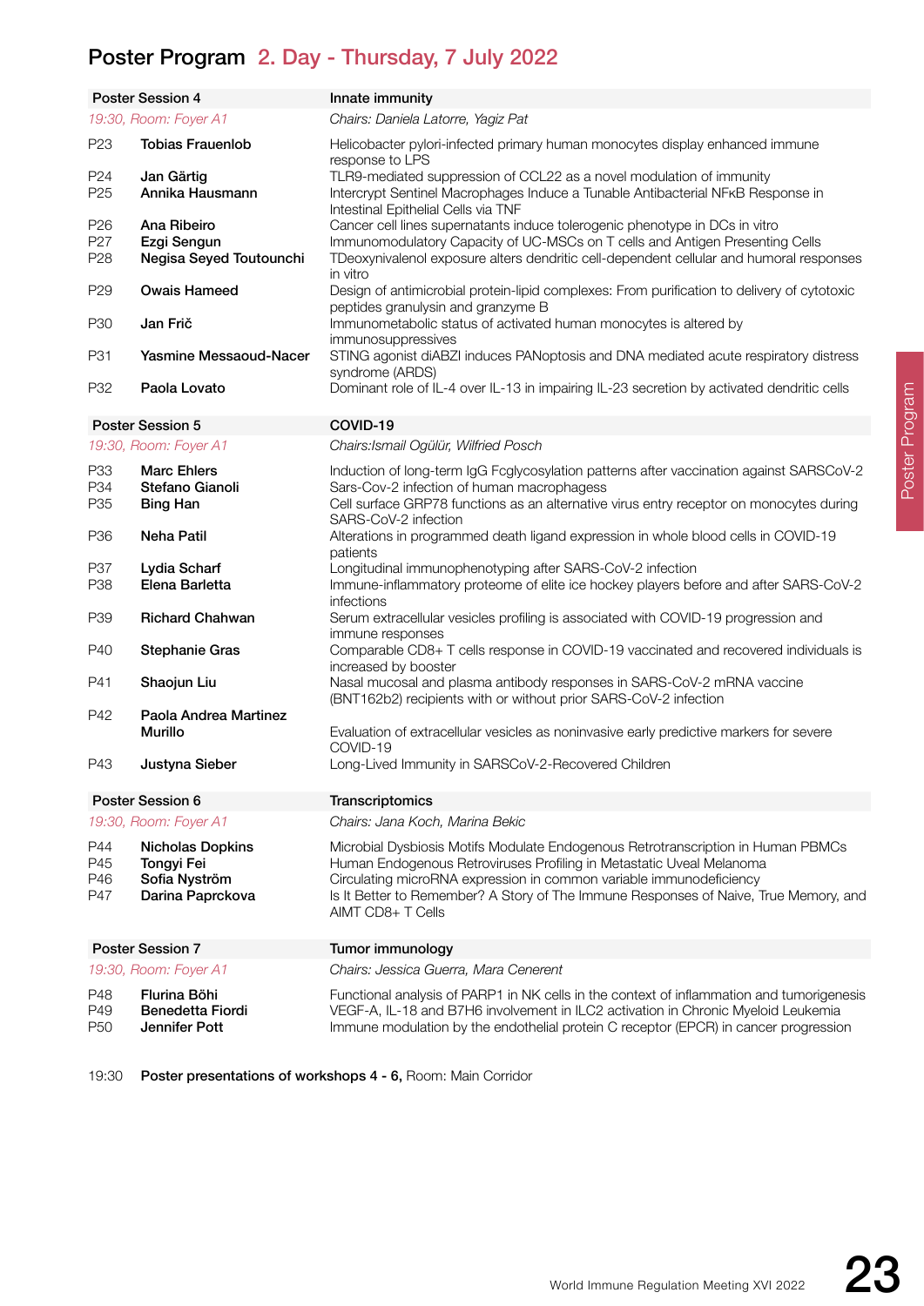# Poster Program 2. Day - Thursday, 7 July 2022

| Poster Session 4 | | Innate immunity |
|---|---|---|
| *19:30, Room: Foyer A1* | | *Chairs: Daniela Latorre, Yagiz Pat* |
| P23 | **Tobias Frauenlob** | Helicobacter pylori-infected primary human monocytes display enhanced immune response to LPS |
| P24 | **Jan Gärtig** | TLR9-mediated suppression of CCL22 as a novel modulation of immunity |
| P25 | **Annika Hausmann** | Intercrypt Sentinel Macrophages Induce a Tunable Antibacterial NFκB Response in Intestinal Epithelial Cells via TNF |
| P26 | **Ana Ribeiro** | Cancer cell lines supernatants induce tolerogenic phenotype in DCs in vitro |
| P27 | **Ezgi Sengun** | Immunomodulatory Capacity of UC-MSCs on T cells and Antigen Presenting Cells |
| P28 | **Negisa Seyed Toutounchi** | TDeoxynivalenol exposure alters dendritic cell-dependent cellular and humoral responses in vitro |
| P29 | **Owais Hameed** | Design of antimicrobial protein-lipid complexes: From purification to delivery of cytotoxic peptides granulysin and granzyme B |
| P30 | **Jan Frič** | Immunometabolic status of activated human monocytes is altered by immunosuppressives |
| P31 | **Yasmine Messaoud-Nacer** | STING agonist diABZI induces PANoptosis and DNA mediated acute respiratory distress syndrome (ARDS) |
| P32 | **Paola Lovato** | Dominant role of IL-4 over IL-13 in impairing IL-23 secretion by activated dendritic cells |

| Poster Session 5 | | COVID-19 |
|---|---|---|
| *19:30, Room: Foyer A1* | | *Chairs:Ismail Ogülür, Wilfried Posch* |
| P33 | **Marc Ehlers** | Induction of long-term IgG Fcglycosylation patterns after vaccination against SARSCoV-2 |
| P34 | **Stefano Gianoli** | Sars-Cov-2 infection of human macrophagess |
| P35 | **Bing Han** | Cell surface GRP78 functions as an alternative virus entry receptor on monocytes during SARS-CoV-2 infection |
| P36 | **Neha Patil** | Alterations in programmed death ligand expression in whole blood cells in COVID-19 patients |
| P37 | **Lydia Scharf** | Longitudinal immunophenotyping after SARS-CoV-2 infection |
| P38 | **Elena Barletta** | Immune-inflammatory proteome of elite ice hockey players before and after SARS-CoV-2 infections |
| P39 | **Richard Chahwan** | Serum extracellular vesicles profiling is associated with COVID-19 progression and immune responses |
| P40 | **Stephanie Gras** | Comparable CD8+ T cells response in COVID-19 vaccinated and recovered individuals is increased by booster |
| P41 | **Shaojun Liu** | Nasal mucosal and plasma antibody responses in SARS-CoV-2 mRNA vaccine (BNT162b2) recipients with or without prior SARS-CoV-2 infection |
| P42 | **Paola Andrea Martinez Murillo** | Evaluation of extracellular vesicles as noninvasive early predictive markers for severe COVID-19 |
| P43 | **Justyna Sieber** | Long-Lived Immunity in SARSCoV-2-Recovered Children |

| Poster Session 6 | | Transcriptomics |
|---|---|---|
| *19:30, Room: Foyer A1* | | *Chairs: Jana Koch, Marina Bekic* |
| P44 | **Nicholas Dopkins** | Microbial Dysbiosis Motifs Modulate Endogenous Retrotranscription in Human PBMCs |
| P45 | **Tongyi Fei** | Human Endogenous Retroviruses Profiling in Metastatic Uveal Melanoma |
| P46 | **Sofia Nyström** | Circulating microRNA expression in common variable immunodeficiency |
| P47 | **Darina Paprckova** | Is It Better to Remember? A Story of The Immune Responses of Naive, True Memory, and AIMT CD8+ T Cells |

| Poster Session 7 | | Tumor immunology |
|---|---|---|
| *19:30, Room: Foyer A1* | | *Chairs: Jessica Guerra, Mara Cenerent* |
| P48 | **Flurina Böhi** | Functional analysis of PARP1 in NK cells in the context of inflammation and tumorigenesis |
| P49 | **Benedetta Fiordi** | VEGF-A, IL-18 and B7H6 involvement in ILC2 activation in Chronic Myeloid Leukemia |
| P50 | **Jennifer Pott** | Immune modulation by the endothelial protein C receptor (EPCR) in cancer progression |

19:30 **Poster presentations of workshops 4 - 6,** Room: Main Corridor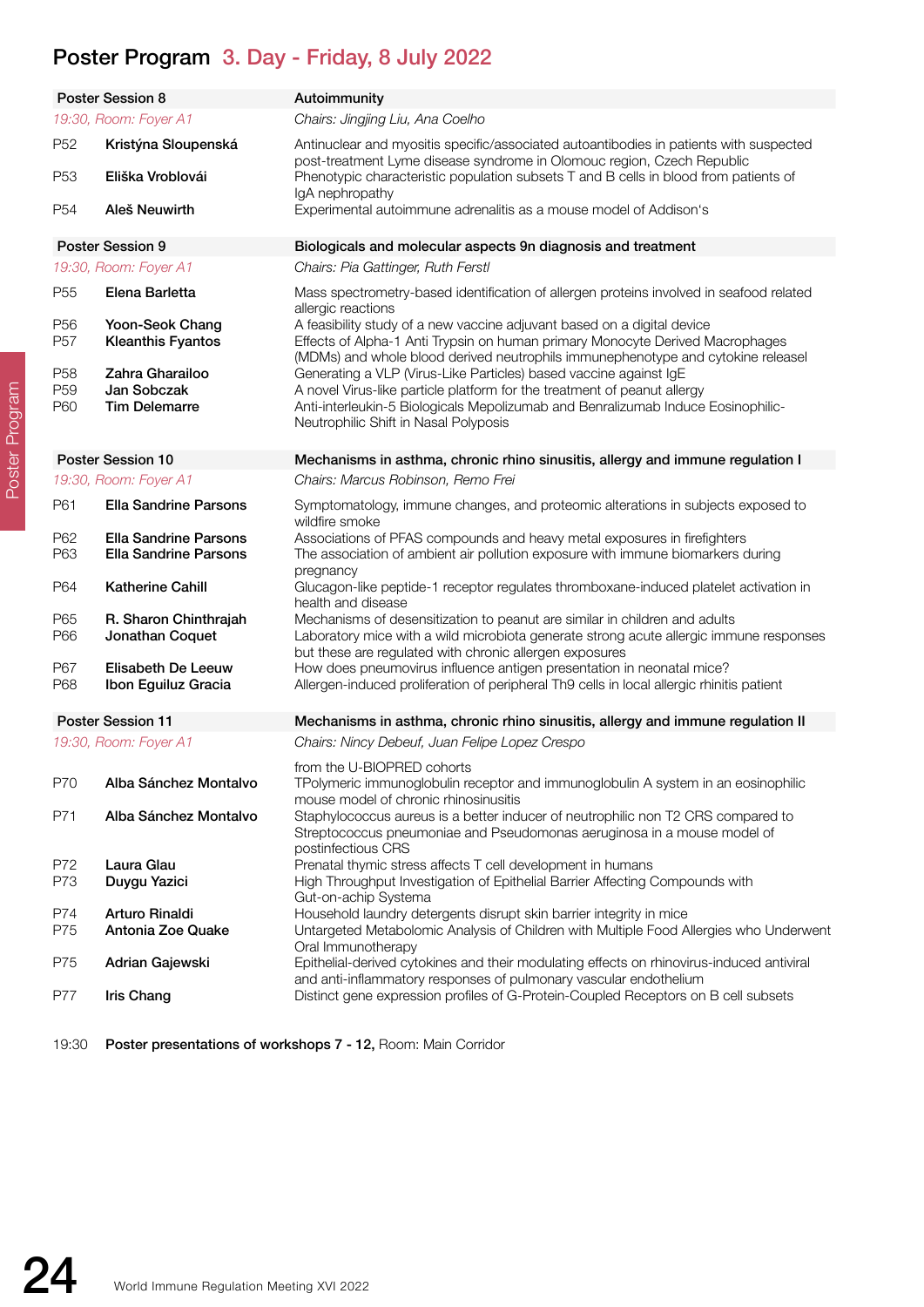# Poster Program 3. Day - Friday, 8 July 2022

| Poster Session 8 | | Autoimmunity |
|---|---|---|
| *19:30, Room: Foyer A1* | | *Chairs: Jingjing Liu, Ana Coelho* |
| P52 | **Kristýna Sloupenská** | Antinuclear and myositis specific/associated autoantibodies in patients with suspected post-treatment Lyme disease syndrome in Olomouc region, Czech Republic |
| P53 | **Eliška Vroblovái** | Phenotypic characteristic population subsets T and B cells in blood from patients of IgA nephropathy |
| P54 | **Aleš Neuwirth** | Experimental autoimmune adrenalitis as a mouse model of Addison's |

| Poster Session 9 | | Biologicals and molecular aspects 9n diagnosis and treatment |
|---|---|---|
| *19:30, Room: Foyer A1* | | *Chairs: Pia Gattinger, Ruth Ferstl* |
| P55 | **Elena Barletta** | Mass spectrometry-based identification of allergen proteins involved in seafood related allergic reactions |
| P56 | **Yoon-Seok Chang** | A feasibility study of a new vaccine adjuvant based on a digital device |
| P57 | **Kleanthis Fyantos** | Effects of Alpha-1 Anti Trypsin on human primary Monocyte Derived Macrophages (MDMs) and whole blood derived neutrophils immunephenotype and cytokine releasel |
| P58 | **Zahra Gharailoo** | Generating a VLP (Virus-Like Particles) based vaccine against IgE |
| P59 | **Jan Sobczak** | A novel Virus-like particle platform for the treatment of peanut allergy |
| P60 | **Tim Delemarre** | Anti-interleukin-5 Biologicals Mepolizumab and Benralizumab Induce Eosinophilic-Neutrophilic Shift in Nasal Polyposis |

| Poster Session 10 | | Mechanisms in asthma, chronic rhino sinusitis, allergy and immune regulation I |
|---|---|---|
| *19:30, Room: Foyer A1* | | *Chairs: Marcus Robinson, Remo Frei* |
| P61 | **Ella Sandrine Parsons** | Symptomatology, immune changes, and proteomic alterations in subjects exposed to wildfire smoke |
| P62 | **Ella Sandrine Parsons** | Associations of PFAS compounds and heavy metal exposures in firefighters |
| P63 | **Ella Sandrine Parsons** | The association of ambient air pollution exposure with immune biomarkers during pregnancy |
| P64 | **Katherine Cahill** | Glucagon-like peptide-1 receptor regulates thromboxane-induced platelet activation in health and disease |
| P65 | **R. Sharon Chinthrajah** | Mechanisms of desensitization to peanut are similar in children and adults |
| P66 | **Jonathan Coquet** | Laboratory mice with a wild microbiota generate strong acute allergic immune responses but these are regulated with chronic allergen exposures |
| P67 | **Elisabeth De Leeuw** | How does pneumovirus influence antigen presentation in neonatal mice? |
| P68 | **Ibon Eguiluz Gracia** | Allergen-induced proliferation of peripheral Th9 cells in local allergic rhinitis patient |

| Poster Session 11 | | Mechanisms in asthma, chronic rhino sinusitis, allergy and immune regulation II |
|---|---|---|
| *19:30, Room: Foyer A1* | | *Chairs: Nincy Debeuf, Juan Felipe Lopez Crespo* |
| | | from the U-BIOPRED cohorts |
| P70 | **Alba Sánchez Montalvo** | TPolymeric immunoglobulin receptor and immunoglobulin A system in an eosinophilic mouse model of chronic rhinosinusitis |
| P71 | **Alba Sánchez Montalvo** | Staphylococcus aureus is a better inducer of neutrophilic non T2 CRS compared to Streptococcus pneumoniae and Pseudomonas aeruginosa in a mouse model of postinfectious CRS |
| P72 | **Laura Glau** | Prenatal thymic stress affects T cell development in humans |
| P73 | **Duygu Yazici** | High Throughput Investigation of Epithelial Barrier Affecting Compounds with Gut-on-achip Systema |
| P74 | **Arturo Rinaldi** | Household laundry detergents disrupt skin barrier integrity in mice |
| P75 | **Antonia Zoe Quake** | Untargeted Metabolomic Analysis of Children with Multiple Food Allergies who Underwent Oral Immunotherapy |
| P75 | **Adrian Gajewski** | Epithelial-derived cytokines and their modulating effects on rhinovirus-induced antiviral and anti-inflammatory responses of pulmonary vascular endothelium |
| P77 | **Iris Chang** | Distinct gene expression profiles of G-Protein-Coupled Receptors on B cell subsets |

19:30 **Poster presentations of workshops 7 - 12,** Room: Main Corridor